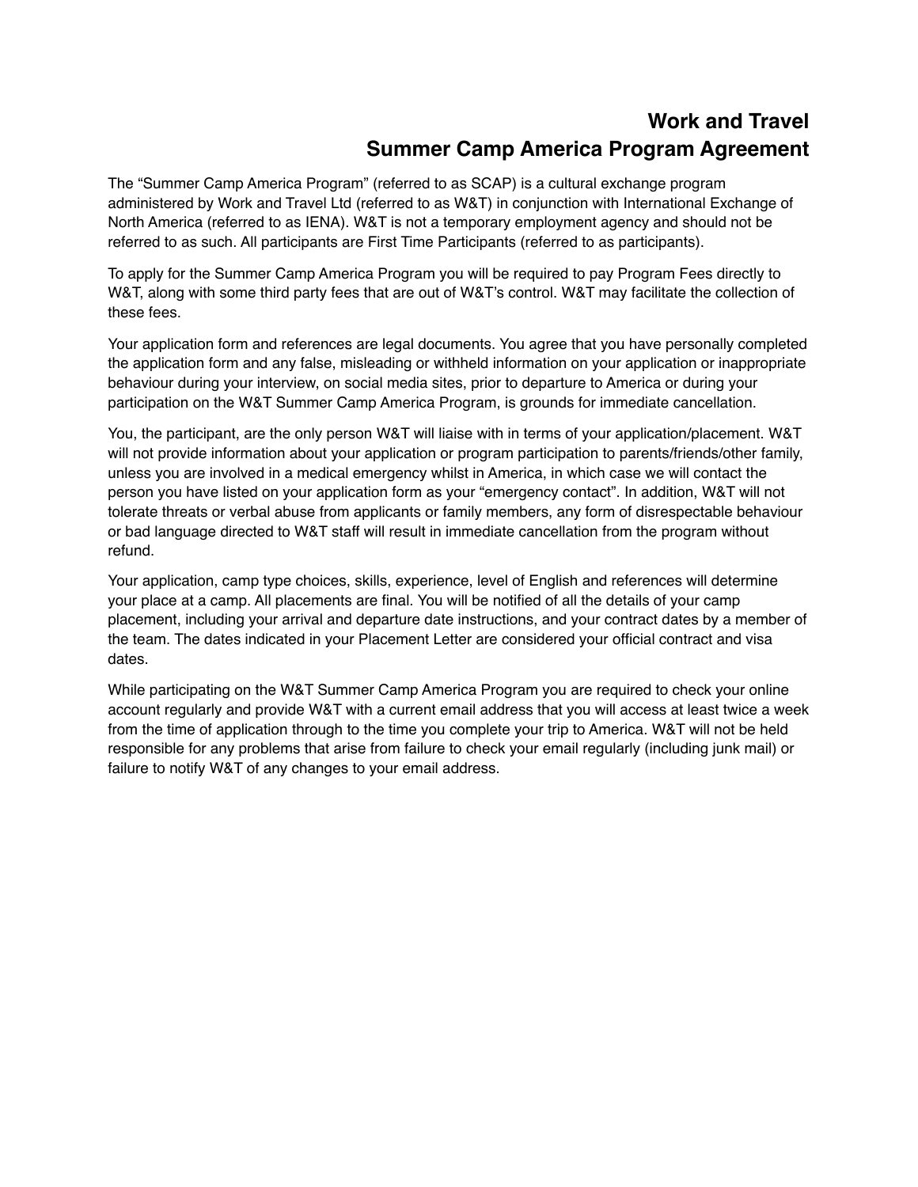# Work and Travel
# Summer Camp America Program Agreement

The "Summer Camp America Program" (referred to as SCAP) is a cultural exchange program administered by Work and Travel Ltd (referred to as W&T) in conjunction with International Exchange of North America (referred to as IENA). W&T is not a temporary employment agency and should not be referred to as such. All participants are First Time Participants (referred to as participants).

To apply for the Summer Camp America Program you will be required to pay Program Fees directly to W&T, along with some third party fees that are out of W&T's control. W&T may facilitate the collection of these fees.

Your application form and references are legal documents. You agree that you have personally completed the application form and any false, misleading or withheld information on your application or inappropriate behaviour during your interview, on social media sites, prior to departure to America or during your participation on the W&T Summer Camp America Program, is grounds for immediate cancellation.

You, the participant, are the only person W&T will liaise with in terms of your application/placement. W&T will not provide information about your application or program participation to parents/friends/other family, unless you are involved in a medical emergency whilst in America, in which case we will contact the person you have listed on your application form as your "emergency contact". In addition, W&T will not tolerate threats or verbal abuse from applicants or family members, any form of disrespectable behaviour or bad language directed to W&T staff will result in immediate cancellation from the program without refund.

Your application, camp type choices, skills, experience, level of English and references will determine your place at a camp. All placements are final. You will be notified of all the details of your camp placement, including your arrival and departure date instructions, and your contract dates by a member of the team. The dates indicated in your Placement Letter are considered your official contract and visa dates.

While participating on the W&T Summer Camp America Program you are required to check your online account regularly and provide W&T with a current email address that you will access at least twice a week from the time of application through to the time you complete your trip to America. W&T will not be held responsible for any problems that arise from failure to check your email regularly (including junk mail) or failure to notify W&T of any changes to your email address.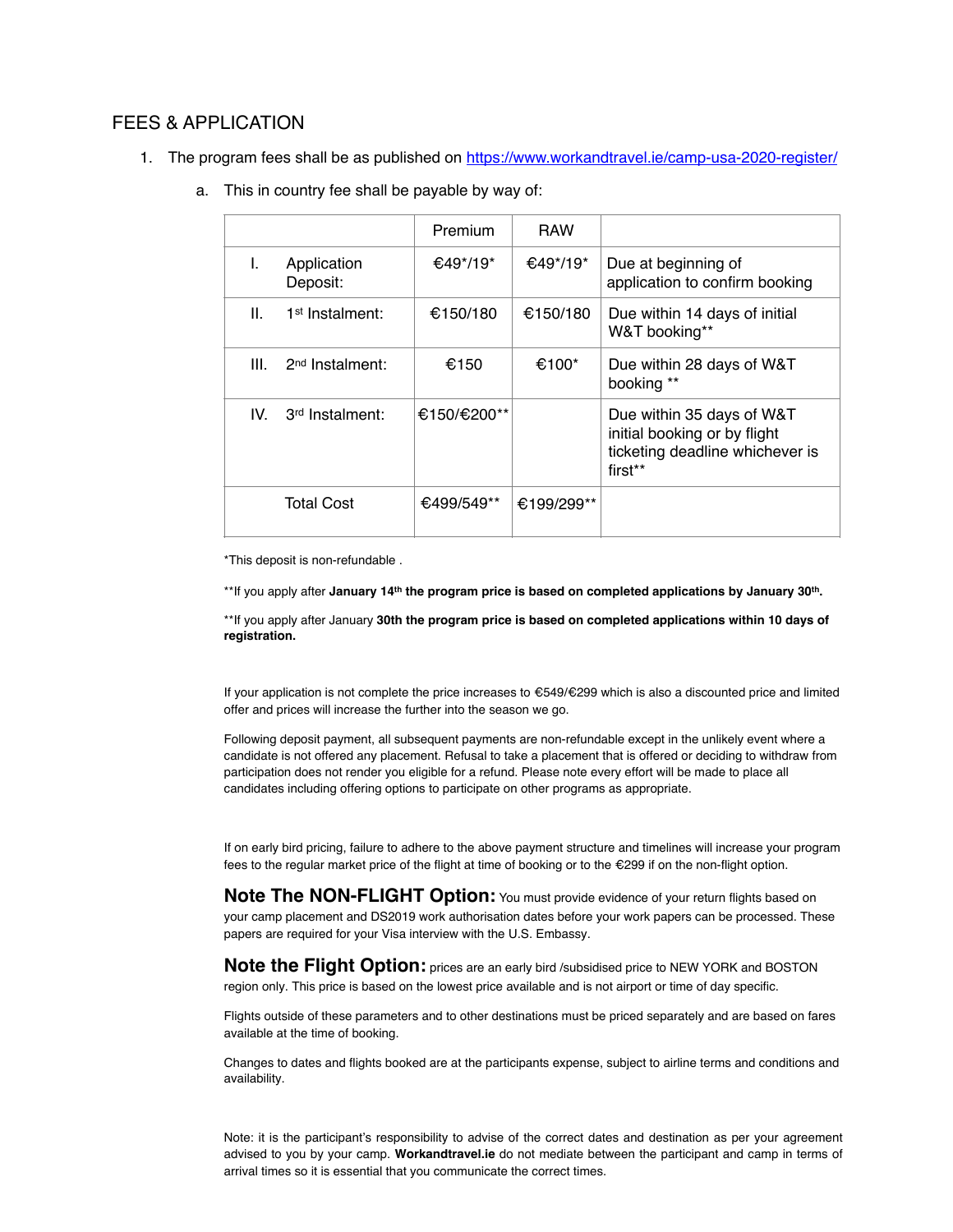## FEES & APPLICATION

1. The program fees shall be as published on https://www.workandtravel.ie/camp-usa-2020-register/
   a. This in country fee shall be payable by way of:

| | Premium | RAW | |
|---|---|---|---|
| I. Application Deposit: | €49*/19* | €49*/19* | Due at beginning of application to confirm booking |
| II. 1st Instalment: | €150/180 | €150/180 | Due within 14 days of initial W&T booking** |
| III. 2nd Instalment: | €150 | €100* | Due within 28 days of W&T booking ** |
| IV. 3rd Instalment: | €150/€200** | | Due within 35 days of W&T initial booking or by flight ticketing deadline whichever is first** |
| Total Cost | €499/549** | €199/299** | |

*This deposit is non-refundable .

**If you apply after **January 14th the program price is based on completed applications by January 30th.**

**If you apply after January **30th the program price is based on completed applications within 10 days of registration.**

If your application is not complete the price increases to €549/€299 which is also a discounted price and limited offer and prices will increase the further into the season we go.

Following deposit payment, all subsequent payments are non-refundable except in the unlikely event where a candidate is not offered any placement. Refusal to take a placement that is offered or deciding to withdraw from participation does not render you eligible for a refund. Please note every effort will be made to place all candidates including offering options to participate on other programs as appropriate.

If on early bird pricing, failure to adhere to the above payment structure and timelines will increase your program fees to the regular market price of the flight at time of booking or to the €299 if on the non-flight option.

**Note The NON-FLIGHT Option:** You must provide evidence of your return flights based on your camp placement and DS2019 work authorisation dates before your work papers can be processed. These papers are required for your Visa interview with the U.S. Embassy.

**Note the Flight Option:** prices are an early bird /subsidised price to NEW YORK and BOSTON region only. This price is based on the lowest price available and is not airport or time of day specific.

Flights outside of these parameters and to other destinations must be priced separately and are based on fares available at the time of booking.

Changes to dates and flights booked are at the participants expense, subject to airline terms and conditions and availability.

Note: it is the participant's responsibility to advise of the correct dates and destination as per your agreement advised to you by your camp. **Workandtravel.ie** do not mediate between the participant and camp in terms of arrival times so it is essential that you communicate the correct times.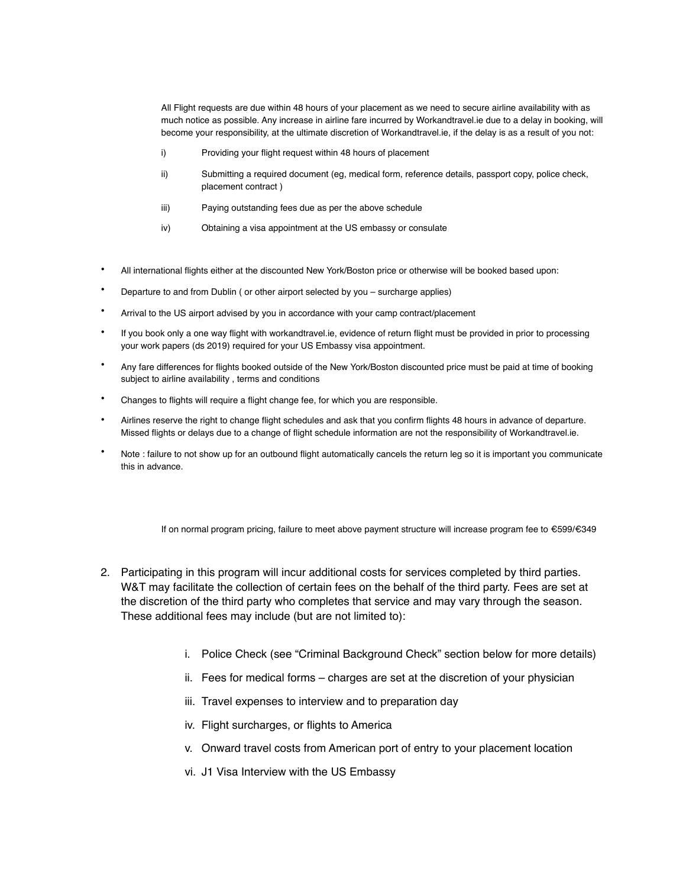All Flight requests are due within 48 hours of your placement as we need to secure airline availability with as much notice as possible. Any increase in airline fare incurred by Workandtravel.ie due to a delay in booking, will become your responsibility, at the ultimate discretion of Workandtravel.ie, if the delay is as a result of you not:

i) Providing your flight request within 48 hours of placement

ii) Submitting a required document (eg, medical form, reference details, passport copy, police check, placement contract )

iii) Paying outstanding fees due as per the above schedule

iv) Obtaining a visa appointment at the US embassy or consulate

- All international flights either at the discounted New York/Boston price or otherwise will be booked based upon:
- Departure to and from Dublin ( or other airport selected by you – surcharge applies)
- Arrival to the US airport advised by you in accordance with your camp contract/placement
- If you book only a one way flight with workandtravel.ie, evidence of return flight must be provided in prior to processing your work papers (ds 2019) required for your US Embassy visa appointment.
- Any fare differences for flights booked outside of the New York/Boston discounted price must be paid at time of booking subject to airline availability , terms and conditions
- Changes to flights will require a flight change fee, for which you are responsible.
- Airlines reserve the right to change flight schedules and ask that you confirm flights 48 hours in advance of departure. Missed flights or delays due to a change of flight schedule information are not the responsibility of Workandtravel.ie.
- Note : failure to not show up for an outbound flight automatically cancels the return leg so it is important you communicate this in advance.

If on normal program pricing, failure to meet above payment structure will increase program fee to €599/€349

2. Participating in this program will incur additional costs for services completed by third parties. W&T may facilitate the collection of certain fees on the behalf of the third party. Fees are set at the discretion of the third party who completes that service and may vary through the season. These additional fees may include (but are not limited to):

    i. Police Check (see "Criminal Background Check" section below for more details)

    ii. Fees for medical forms – charges are set at the discretion of your physician

    iii. Travel expenses to interview and to preparation day

    iv. Flight surcharges, or flights to America

    v. Onward travel costs from American port of entry to your placement location

    vi. J1 Visa Interview with the US Embassy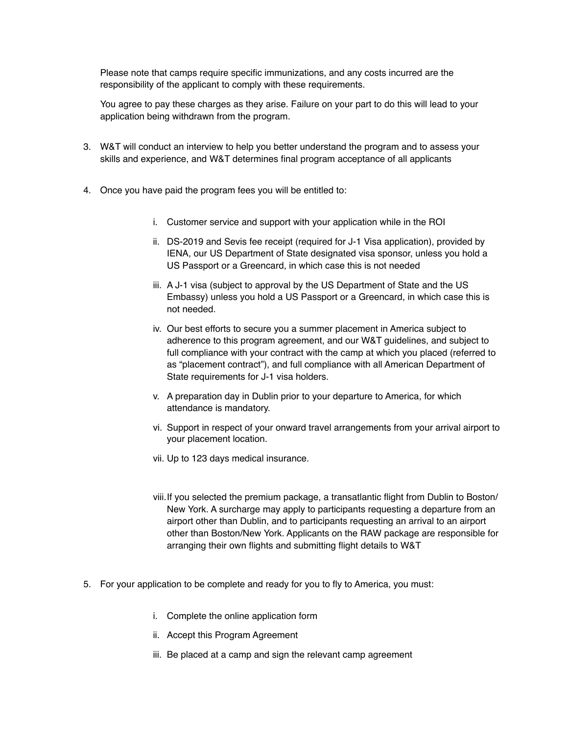Please note that camps require specific immunizations, and any costs incurred are the responsibility of the applicant to comply with these requirements.

You agree to pay these charges as they arise. Failure on your part to do this will lead to your application being withdrawn from the program.

3. W&T will conduct an interview to help you better understand the program and to assess your skills and experience, and W&T determines final program acceptance of all applicants

4. Once you have paid the program fees you will be entitled to:

    i. Customer service and support with your application while in the ROI

    ii. DS-2019 and Sevis fee receipt (required for J-1 Visa application), provided by IENA, our US Department of State designated visa sponsor, unless you hold a US Passport or a Greencard, in which case this is not needed

    iii. A J-1 visa (subject to approval by the US Department of State and the US Embassy) unless you hold a US Passport or a Greencard, in which case this is not needed.

    iv. Our best efforts to secure you a summer placement in America subject to adherence to this program agreement, and our W&T guidelines, and subject to full compliance with your contract with the camp at which you placed (referred to as "placement contract"), and full compliance with all American Department of State requirements for J-1 visa holders.

    v. A preparation day in Dublin prior to your departure to America, for which attendance is mandatory.

    vi. Support in respect of your onward travel arrangements from your arrival airport to your placement location.

    vii. Up to 123 days medical insurance.

    viii. If you selected the premium package, a transatlantic flight from Dublin to Boston/New York. A surcharge may apply to participants requesting a departure from an airport other than Dublin, and to participants requesting an arrival to an airport other than Boston/New York. Applicants on the RAW package are responsible for arranging their own flights and submitting flight details to W&T

5. For your application to be complete and ready for you to fly to America, you must:

    i. Complete the online application form

    ii. Accept this Program Agreement

    iii. Be placed at a camp and sign the relevant camp agreement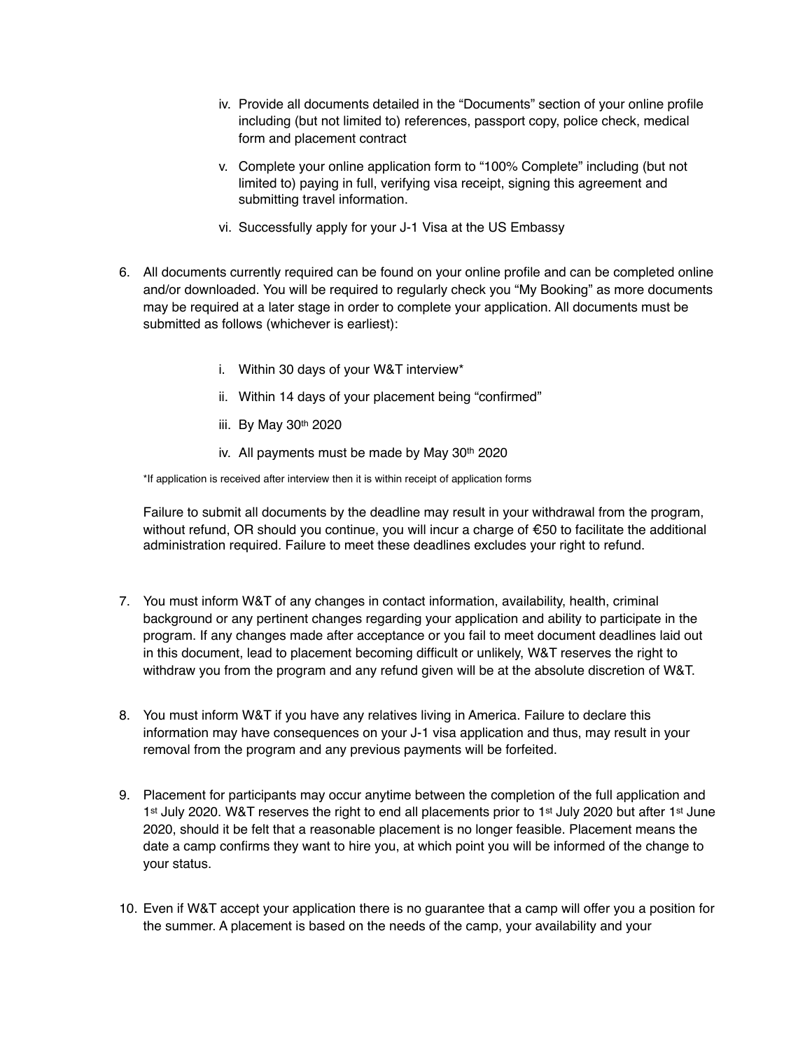iv. Provide all documents detailed in the "Documents" section of your online profile including (but not limited to) references, passport copy, police check, medical form and placement contract

   v. Complete your online application form to "100% Complete" including (but not limited to) paying in full, verifying visa receipt, signing this agreement and submitting travel information.

   vi. Successfully apply for your J-1 Visa at the US Embassy

6. All documents currently required can be found on your online profile and can be completed online and/or downloaded. You will be required to regularly check you "My Booking" as more documents may be required at a later stage in order to complete your application. All documents must be submitted as follows (whichever is earliest):

   i. Within 30 days of your W&T interview*

   ii. Within 14 days of your placement being "confirmed"

   iii. By May 30th 2020

   iv. All payments must be made by May 30th 2020

   *If application is received after interview then it is within receipt of application forms

   Failure to submit all documents by the deadline may result in your withdrawal from the program, without refund, OR should you continue, you will incur a charge of €50 to facilitate the additional administration required. Failure to meet these deadlines excludes your right to refund.

7. You must inform W&T of any changes in contact information, availability, health, criminal background or any pertinent changes regarding your application and ability to participate in the program. If any changes made after acceptance or you fail to meet document deadlines laid out in this document, lead to placement becoming difficult or unlikely, W&T reserves the right to withdraw you from the program and any refund given will be at the absolute discretion of W&T.

8. You must inform W&T if you have any relatives living in America. Failure to declare this information may have consequences on your J-1 visa application and thus, may result in your removal from the program and any previous payments will be forfeited.

9. Placement for participants may occur anytime between the completion of the full application and 1st July 2020. W&T reserves the right to end all placements prior to 1st July 2020 but after 1st June 2020, should it be felt that a reasonable placement is no longer feasible. Placement means the date a camp confirms they want to hire you, at which point you will be informed of the change to your status.

10. Even if W&T accept your application there is no guarantee that a camp will offer you a position for the summer. A placement is based on the needs of the camp, your availability and your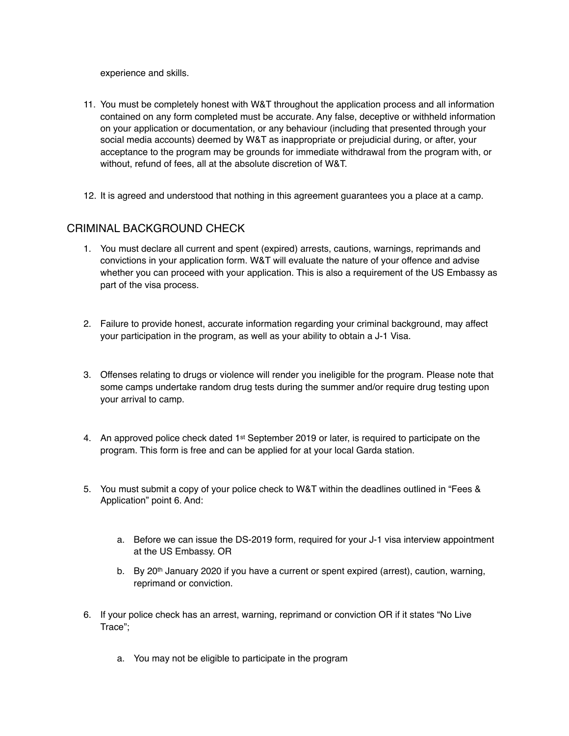experience and skills.

11. You must be completely honest with W&T throughout the application process and all information contained on any form completed must be accurate. Any false, deceptive or withheld information on your application or documentation, or any behaviour (including that presented through your social media accounts) deemed by W&T as inappropriate or prejudicial during, or after, your acceptance to the program may be grounds for immediate withdrawal from the program with, or without, refund of fees, all at the absolute discretion of W&T.

12. It is agreed and understood that nothing in this agreement guarantees you a place at a camp.

## CRIMINAL BACKGROUND CHECK

1. You must declare all current and spent (expired) arrests, cautions, warnings, reprimands and convictions in your application form. W&T will evaluate the nature of your offence and advise whether you can proceed with your application. This is also a requirement of the US Embassy as part of the visa process.

2. Failure to provide honest, accurate information regarding your criminal background, may affect your participation in the program, as well as your ability to obtain a J-1 Visa.

3. Offenses relating to drugs or violence will render you ineligible for the program. Please note that some camps undertake random drug tests during the summer and/or require drug testing upon your arrival to camp.

4. An approved police check dated 1st September 2019 or later, is required to participate on the program. This form is free and can be applied for at your local Garda station.

5. You must submit a copy of your police check to W&T within the deadlines outlined in "Fees & Application" point 6. And:

   a. Before we can issue the DS-2019 form, required for your J-1 visa interview appointment at the US Embassy. OR

   b. By 20th January 2020 if you have a current or spent expired (arrest), caution, warning, reprimand or conviction.

6. If your police check has an arrest, warning, reprimand or conviction OR if it states "No Live Trace";

   a. You may not be eligible to participate in the program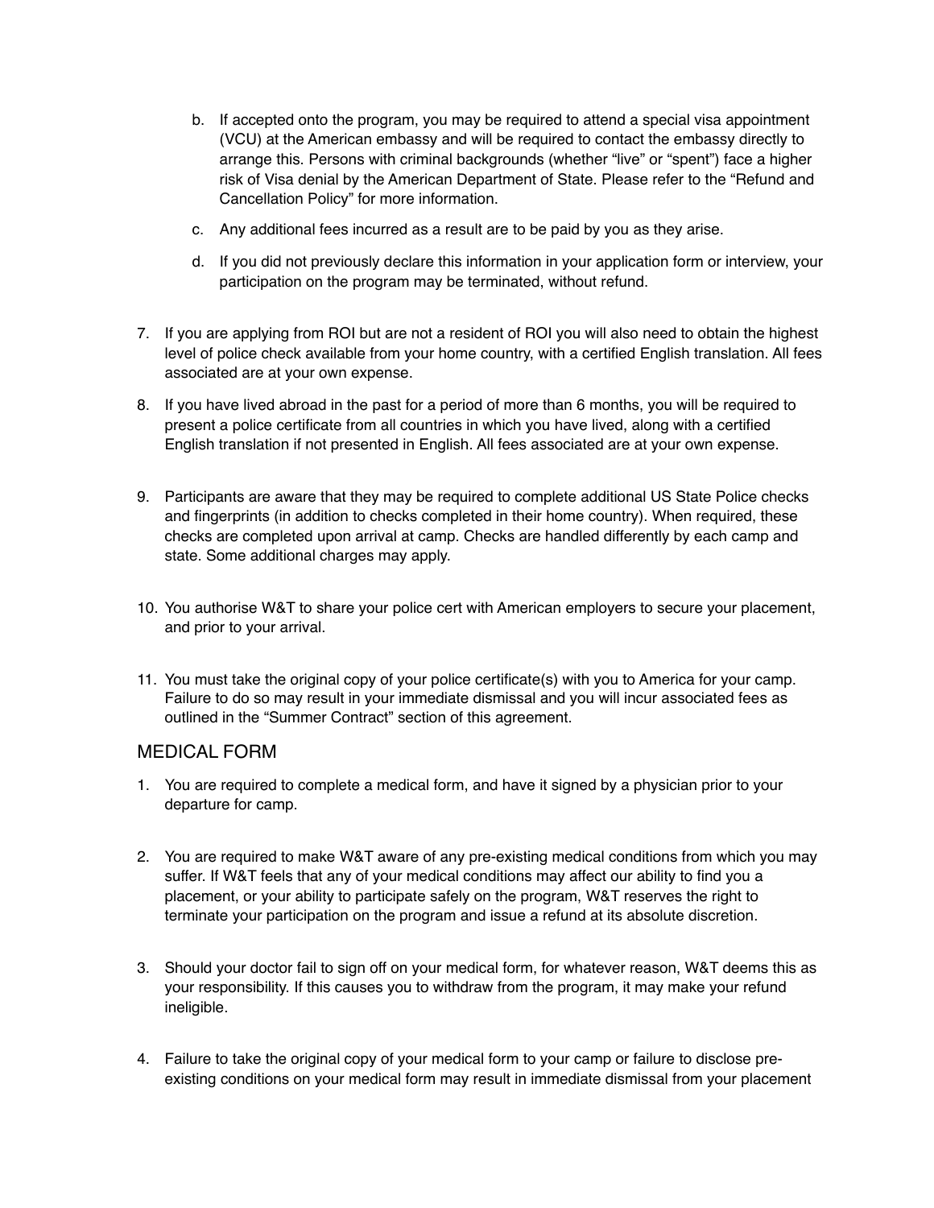b. If accepted onto the program, you may be required to attend a special visa appointment (VCU) at the American embassy and will be required to contact the embassy directly to arrange this. Persons with criminal backgrounds (whether "live" or "spent") face a higher risk of Visa denial by the American Department of State. Please refer to the "Refund and Cancellation Policy" for more information.

   c. Any additional fees incurred as a result are to be paid by you as they arise.

   d. If you did not previously declare this information in your application form or interview, your participation on the program may be terminated, without refund.

7. If you are applying from ROI but are not a resident of ROI you will also need to obtain the highest level of police check available from your home country, with a certified English translation. All fees associated are at your own expense.

8. If you have lived abroad in the past for a period of more than 6 months, you will be required to present a police certificate from all countries in which you have lived, along with a certified English translation if not presented in English. All fees associated are at your own expense.

9. Participants are aware that they may be required to complete additional US State Police checks and fingerprints (in addition to checks completed in their home country). When required, these checks are completed upon arrival at camp. Checks are handled differently by each camp and state. Some additional charges may apply.

10. You authorise W&T to share your police cert with American employers to secure your placement, and prior to your arrival.

11. You must take the original copy of your police certificate(s) with you to America for your camp. Failure to do so may result in your immediate dismissal and you will incur associated fees as outlined in the "Summer Contract" section of this agreement.

## MEDICAL FORM

1. You are required to complete a medical form, and have it signed by a physician prior to your departure for camp.

2. You are required to make W&T aware of any pre-existing medical conditions from which you may suffer. If W&T feels that any of your medical conditions may affect our ability to find you a placement, or your ability to participate safely on the program, W&T reserves the right to terminate your participation on the program and issue a refund at its absolute discretion.

3. Should your doctor fail to sign off on your medical form, for whatever reason, W&T deems this as your responsibility. If this causes you to withdraw from the program, it may make your refund ineligible.

4. Failure to take the original copy of your medical form to your camp or failure to disclose pre-existing conditions on your medical form may result in immediate dismissal from your placement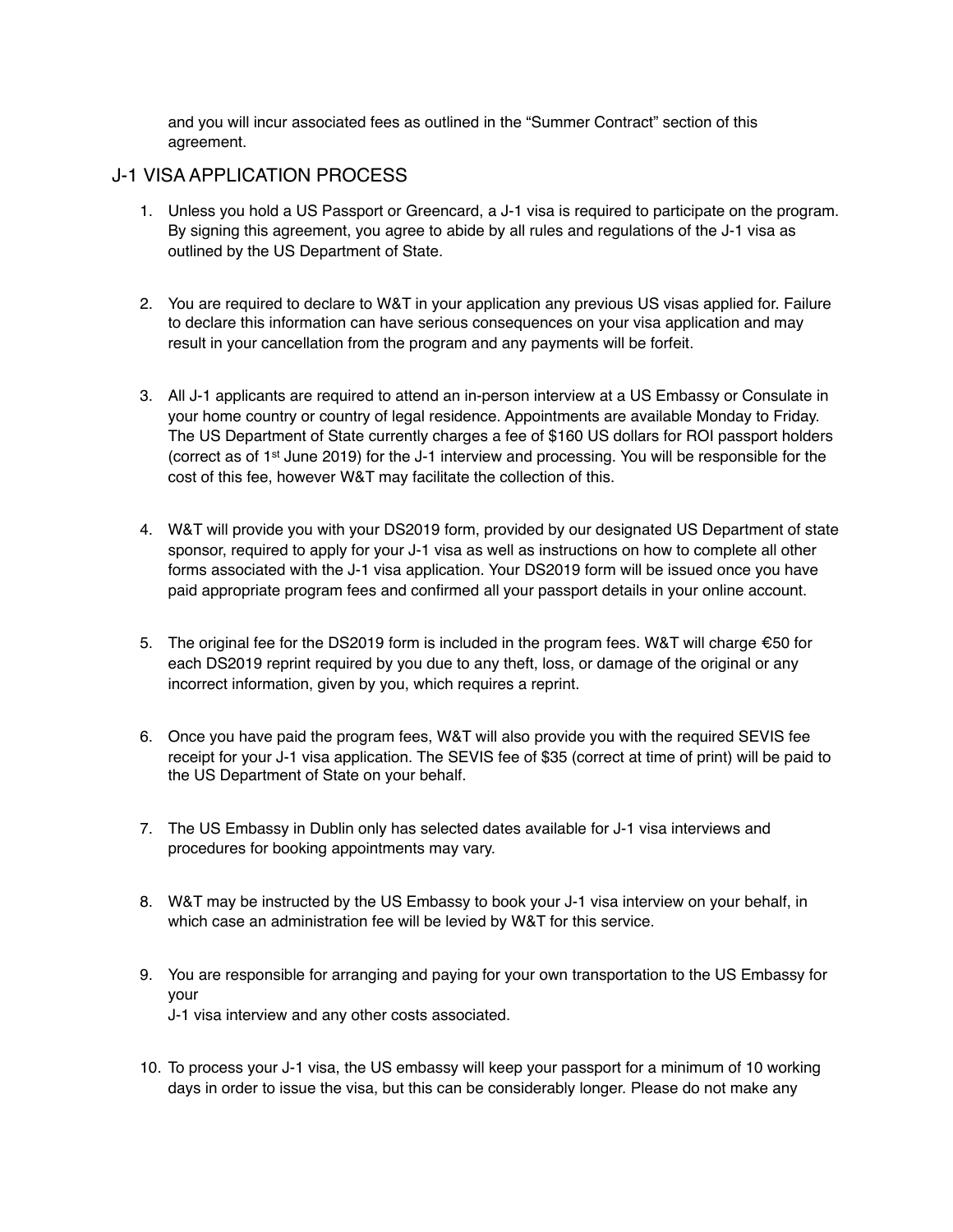and you will incur associated fees as outlined in the "Summer Contract" section of this agreement.

## J-1 VISA APPLICATION PROCESS

1. Unless you hold a US Passport or Greencard, a J-1 visa is required to participate on the program. By signing this agreement, you agree to abide by all rules and regulations of the J-1 visa as outlined by the US Department of State.

2. You are required to declare to W&T in your application any previous US visas applied for. Failure to declare this information can have serious consequences on your visa application and may result in your cancellation from the program and any payments will be forfeit.

3. All J-1 applicants are required to attend an in-person interview at a US Embassy or Consulate in your home country or country of legal residence. Appointments are available Monday to Friday. The US Department of State currently charges a fee of $160 US dollars for ROI passport holders (correct as of 1st June 2019) for the J-1 interview and processing. You will be responsible for the cost of this fee, however W&T may facilitate the collection of this.

4. W&T will provide you with your DS2019 form, provided by our designated US Department of state sponsor, required to apply for your J-1 visa as well as instructions on how to complete all other forms associated with the J-1 visa application. Your DS2019 form will be issued once you have paid appropriate program fees and confirmed all your passport details in your online account.

5. The original fee for the DS2019 form is included in the program fees. W&T will charge €50 for each DS2019 reprint required by you due to any theft, loss, or damage of the original or any incorrect information, given by you, which requires a reprint.

6. Once you have paid the program fees, W&T will also provide you with the required SEVIS fee receipt for your J-1 visa application. The SEVIS fee of $35 (correct at time of print) will be paid to the US Department of State on your behalf.

7. The US Embassy in Dublin only has selected dates available for J-1 visa interviews and procedures for booking appointments may vary.

8. W&T may be instructed by the US Embassy to book your J-1 visa interview on your behalf, in which case an administration fee will be levied by W&T for this service.

9. You are responsible for arranging and paying for your own transportation to the US Embassy for your J-1 visa interview and any other costs associated.

10. To process your J-1 visa, the US embassy will keep your passport for a minimum of 10 working days in order to issue the visa, but this can be considerably longer. Please do not make any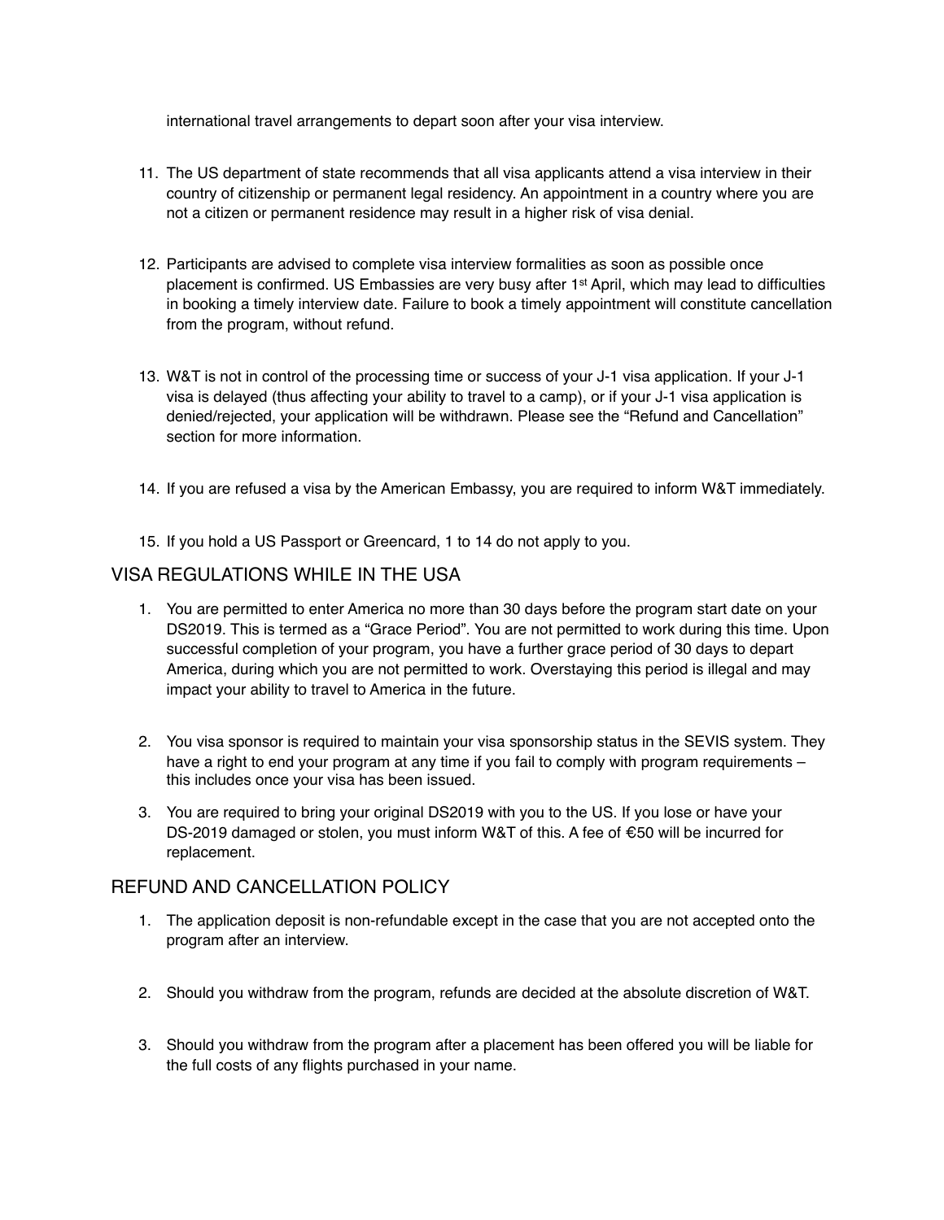international travel arrangements to depart soon after your visa interview.

11. The US department of state recommends that all visa applicants attend a visa interview in their country of citizenship or permanent legal residency. An appointment in a country where you are not a citizen or permanent residence may result in a higher risk of visa denial.

12. Participants are advised to complete visa interview formalities as soon as possible once placement is confirmed. US Embassies are very busy after 1st April, which may lead to difficulties in booking a timely interview date. Failure to book a timely appointment will constitute cancellation from the program, without refund.

13. W&T is not in control of the processing time or success of your J-1 visa application. If your J-1 visa is delayed (thus affecting your ability to travel to a camp), or if your J-1 visa application is denied/rejected, your application will be withdrawn. Please see the "Refund and Cancellation" section for more information.

14. If you are refused a visa by the American Embassy, you are required to inform W&T immediately.

15. If you hold a US Passport or Greencard, 1 to 14 do not apply to you.

## VISA REGULATIONS WHILE IN THE USA

1. You are permitted to enter America no more than 30 days before the program start date on your DS2019. This is termed as a "Grace Period". You are not permitted to work during this time. Upon successful completion of your program, you have a further grace period of 30 days to depart America, during which you are not permitted to work. Overstaying this period is illegal and may impact your ability to travel to America in the future.

2. You visa sponsor is required to maintain your visa sponsorship status in the SEVIS system. They have a right to end your program at any time if you fail to comply with program requirements – this includes once your visa has been issued.

3. You are required to bring your original DS2019 with you to the US. If you lose or have your DS-2019 damaged or stolen, you must inform W&T of this. A fee of €50 will be incurred for replacement.

## REFUND AND CANCELLATION POLICY

1. The application deposit is non-refundable except in the case that you are not accepted onto the program after an interview.

2. Should you withdraw from the program, refunds are decided at the absolute discretion of W&T.

3. Should you withdraw from the program after a placement has been offered you will be liable for the full costs of any flights purchased in your name.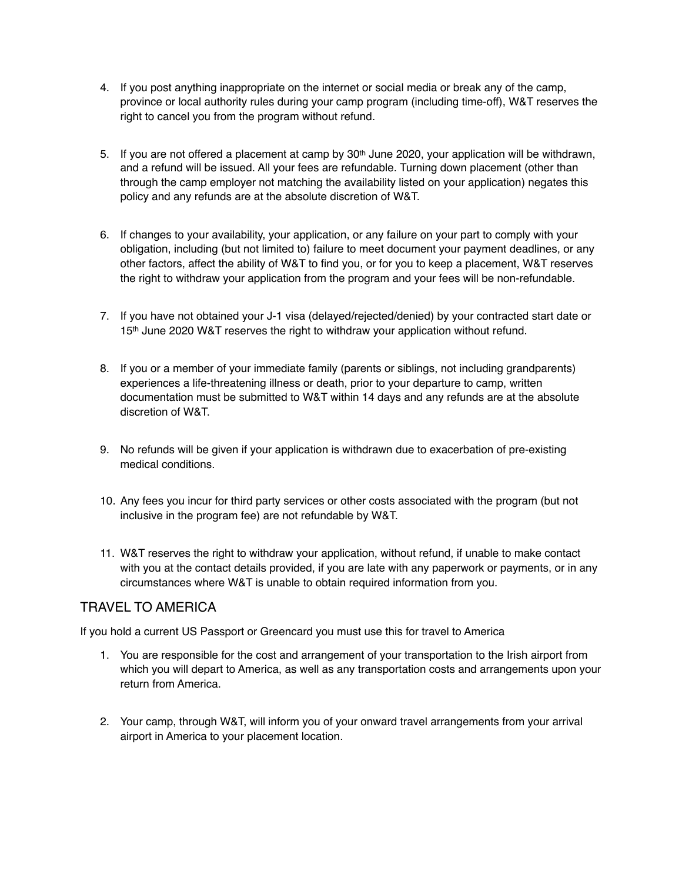4. If you post anything inappropriate on the internet or social media or break any of the camp, province or local authority rules during your camp program (including time-off), W&T reserves the right to cancel you from the program without refund.

5. If you are not offered a placement at camp by 30th June 2020, your application will be withdrawn, and a refund will be issued. All your fees are refundable. Turning down placement (other than through the camp employer not matching the availability listed on your application) negates this policy and any refunds are at the absolute discretion of W&T.

6. If changes to your availability, your application, or any failure on your part to comply with your obligation, including (but not limited to) failure to meet document your payment deadlines, or any other factors, affect the ability of W&T to find you, or for you to keep a placement, W&T reserves the right to withdraw your application from the program and your fees will be non-refundable.

7. If you have not obtained your J-1 visa (delayed/rejected/denied) by your contracted start date or 15th June 2020 W&T reserves the right to withdraw your application without refund.

8. If you or a member of your immediate family (parents or siblings, not including grandparents) experiences a life-threatening illness or death, prior to your departure to camp, written documentation must be submitted to W&T within 14 days and any refunds are at the absolute discretion of W&T.

9. No refunds will be given if your application is withdrawn due to exacerbation of pre-existing medical conditions.

10. Any fees you incur for third party services or other costs associated with the program (but not inclusive in the program fee) are not refundable by W&T.

11. W&T reserves the right to withdraw your application, without refund, if unable to make contact with you at the contact details provided, if you are late with any paperwork or payments, or in any circumstances where W&T is unable to obtain required information from you.

## TRAVEL TO AMERICA

If you hold a current US Passport or Greencard you must use this for travel to America

1. You are responsible for the cost and arrangement of your transportation to the Irish airport from which you will depart to America, as well as any transportation costs and arrangements upon your return from America.

2. Your camp, through W&T, will inform you of your onward travel arrangements from your arrival airport in America to your placement location.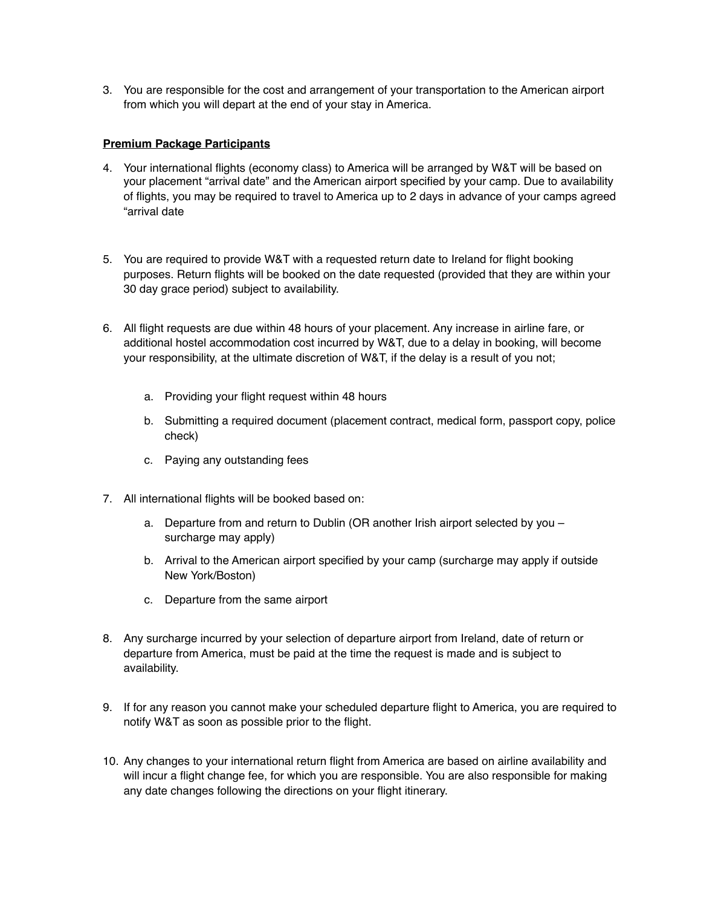3. You are responsible for the cost and arrangement of your transportation to the American airport from which you will depart at the end of your stay in America.

**Premium Package Participants**

4. Your international flights (economy class) to America will be arranged by W&T will be based on your placement "arrival date" and the American airport specified by your camp. Due to availability of flights, you may be required to travel to America up to 2 days in advance of your camps agreed "arrival date

5. You are required to provide W&T with a requested return date to Ireland for flight booking purposes. Return flights will be booked on the date requested (provided that they are within your 30 day grace period) subject to availability.

6. All flight requests are due within 48 hours of your placement. Any increase in airline fare, or additional hostel accommodation cost incurred by W&T, due to a delay in booking, will become your responsibility, at the ultimate discretion of W&T, if the delay is a result of you not;

    a. Providing your flight request within 48 hours

    b. Submitting a required document (placement contract, medical form, passport copy, police check)

    c. Paying any outstanding fees

7. All international flights will be booked based on:

    a. Departure from and return to Dublin (OR another Irish airport selected by you – surcharge may apply)

    b. Arrival to the American airport specified by your camp (surcharge may apply if outside New York/Boston)

    c. Departure from the same airport

8. Any surcharge incurred by your selection of departure airport from Ireland, date of return or departure from America, must be paid at the time the request is made and is subject to availability.

9. If for any reason you cannot make your scheduled departure flight to America, you are required to notify W&T as soon as possible prior to the flight.

10. Any changes to your international return flight from America are based on airline availability and will incur a flight change fee, for which you are responsible. You are also responsible for making any date changes following the directions on your flight itinerary.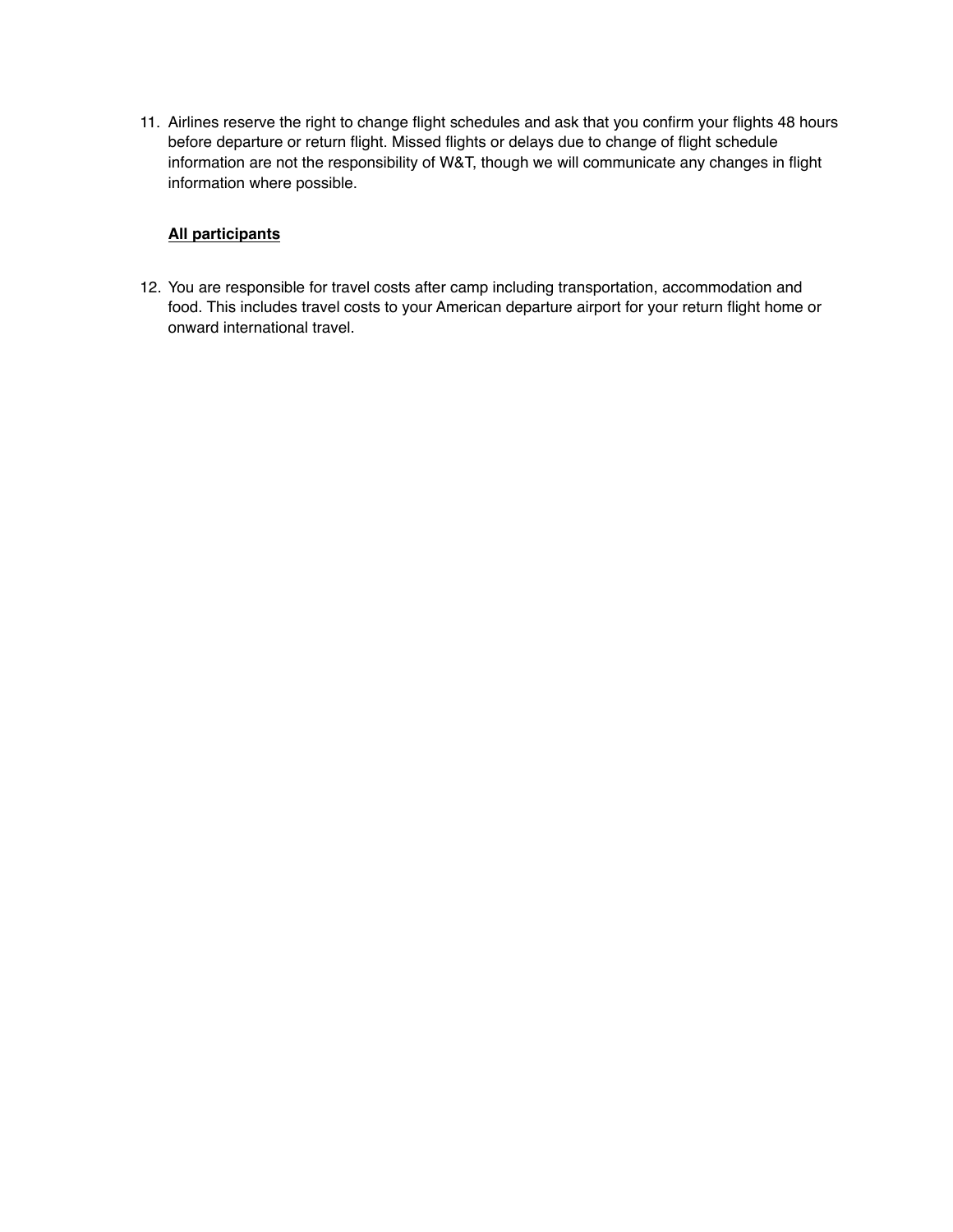11. Airlines reserve the right to change flight schedules and ask that you confirm your flights 48 hours before departure or return flight. Missed flights or delays due to change of flight schedule information are not the responsibility of W&T, though we will communicate any changes in flight information where possible.

**All participants**

12. You are responsible for travel costs after camp including transportation, accommodation and food. This includes travel costs to your American departure airport for your return flight home or onward international travel.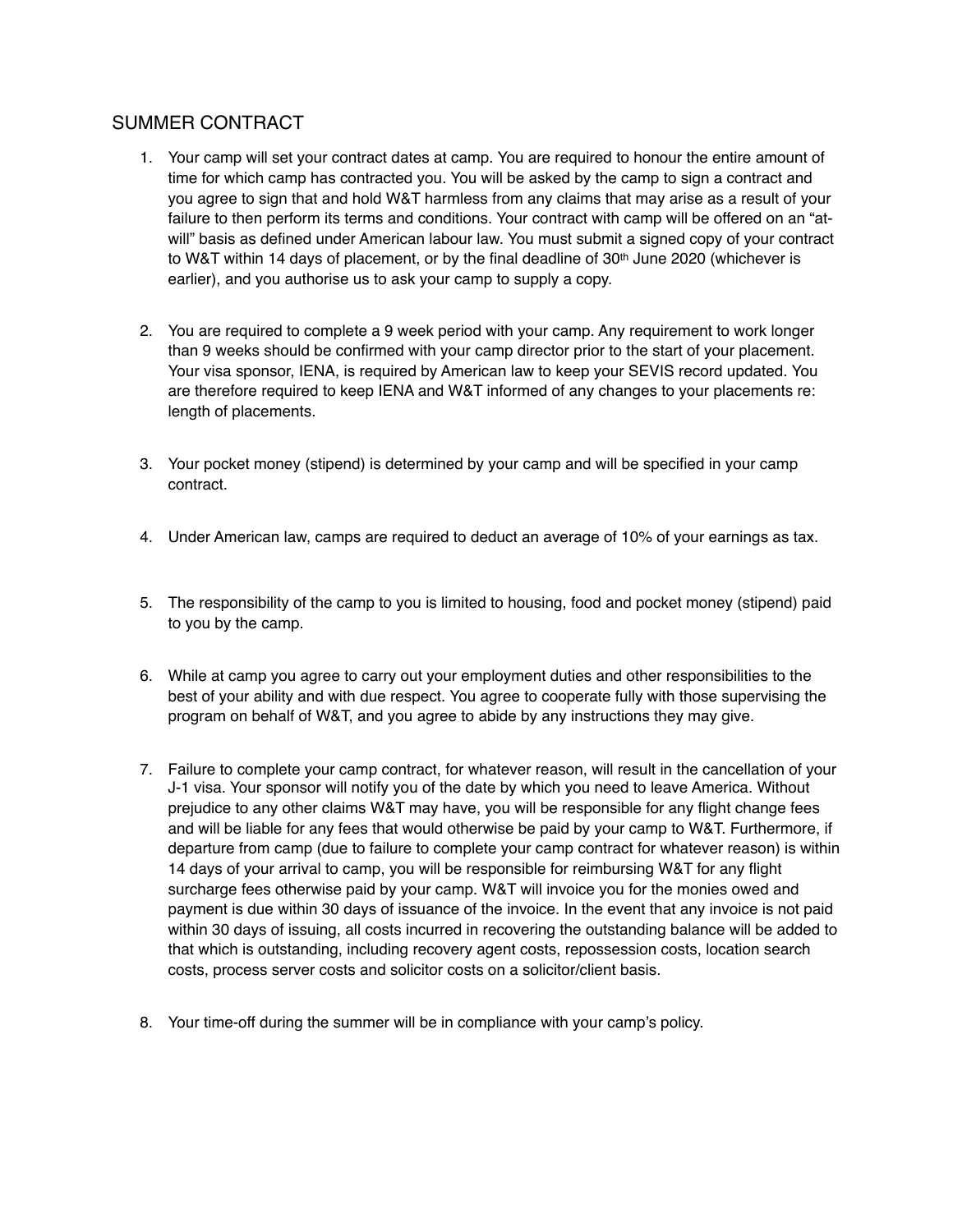## SUMMER CONTRACT

1. Your camp will set your contract dates at camp. You are required to honour the entire amount of time for which camp has contracted you. You will be asked by the camp to sign a contract and you agree to sign that and hold W&T harmless from any claims that may arise as a result of your failure to then perform its terms and conditions. Your contract with camp will be offered on an "at-will" basis as defined under American labour law. You must submit a signed copy of your contract to W&T within 14 days of placement, or by the final deadline of 30th June 2020 (whichever is earlier), and you authorise us to ask your camp to supply a copy.

2. You are required to complete a 9 week period with your camp. Any requirement to work longer than 9 weeks should be confirmed with your camp director prior to the start of your placement. Your visa sponsor, IENA, is required by American law to keep your SEVIS record updated. You are therefore required to keep IENA and W&T informed of any changes to your placements re: length of placements.

3. Your pocket money (stipend) is determined by your camp and will be specified in your camp contract.

4. Under American law, camps are required to deduct an average of 10% of your earnings as tax.

5. The responsibility of the camp to you is limited to housing, food and pocket money (stipend) paid to you by the camp.

6. While at camp you agree to carry out your employment duties and other responsibilities to the best of your ability and with due respect. You agree to cooperate fully with those supervising the program on behalf of W&T, and you agree to abide by any instructions they may give.

7. Failure to complete your camp contract, for whatever reason, will result in the cancellation of your J-1 visa. Your sponsor will notify you of the date by which you need to leave America. Without prejudice to any other claims W&T may have, you will be responsible for any flight change fees and will be liable for any fees that would otherwise be paid by your camp to W&T. Furthermore, if departure from camp (due to failure to complete your camp contract for whatever reason) is within 14 days of your arrival to camp, you will be responsible for reimbursing W&T for any flight surcharge fees otherwise paid by your camp. W&T will invoice you for the monies owed and payment is due within 30 days of issuance of the invoice. In the event that any invoice is not paid within 30 days of issuing, all costs incurred in recovering the outstanding balance will be added to that which is outstanding, including recovery agent costs, repossession costs, location search costs, process server costs and solicitor costs on a solicitor/client basis.

8. Your time-off during the summer will be in compliance with your camp's policy.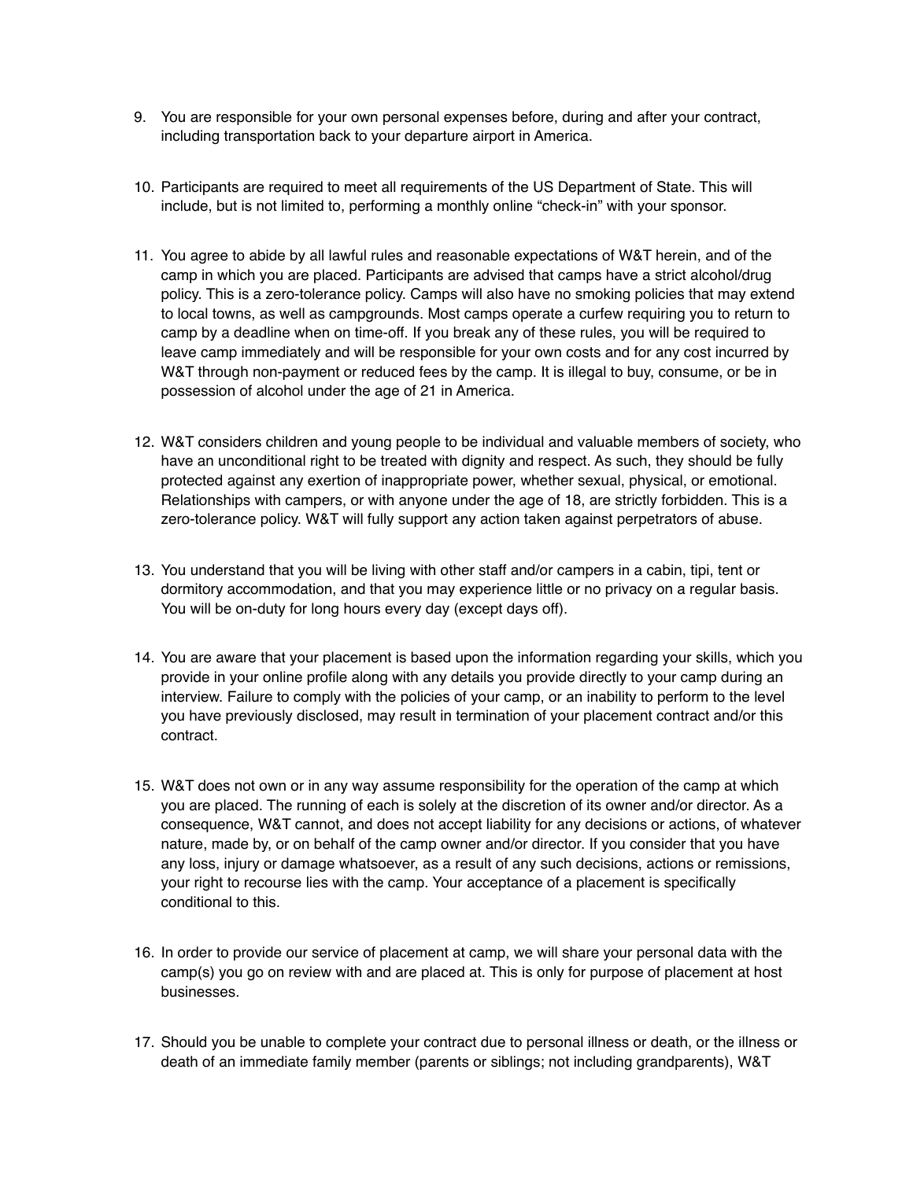9. You are responsible for your own personal expenses before, during and after your contract, including transportation back to your departure airport in America.

10. Participants are required to meet all requirements of the US Department of State. This will include, but is not limited to, performing a monthly online "check-in" with your sponsor.

11. You agree to abide by all lawful rules and reasonable expectations of W&T herein, and of the camp in which you are placed. Participants are advised that camps have a strict alcohol/drug policy. This is a zero-tolerance policy. Camps will also have no smoking policies that may extend to local towns, as well as campgrounds. Most camps operate a curfew requiring you to return to camp by a deadline when on time-off. If you break any of these rules, you will be required to leave camp immediately and will be responsible for your own costs and for any cost incurred by W&T through non-payment or reduced fees by the camp. It is illegal to buy, consume, or be in possession of alcohol under the age of 21 in America.

12. W&T considers children and young people to be individual and valuable members of society, who have an unconditional right to be treated with dignity and respect. As such, they should be fully protected against any exertion of inappropriate power, whether sexual, physical, or emotional. Relationships with campers, or with anyone under the age of 18, are strictly forbidden. This is a zero-tolerance policy. W&T will fully support any action taken against perpetrators of abuse.

13. You understand that you will be living with other staff and/or campers in a cabin, tipi, tent or dormitory accommodation, and that you may experience little or no privacy on a regular basis. You will be on-duty for long hours every day (except days off).

14. You are aware that your placement is based upon the information regarding your skills, which you provide in your online profile along with any details you provide directly to your camp during an interview. Failure to comply with the policies of your camp, or an inability to perform to the level you have previously disclosed, may result in termination of your placement contract and/or this contract.

15. W&T does not own or in any way assume responsibility for the operation of the camp at which you are placed. The running of each is solely at the discretion of its owner and/or director. As a consequence, W&T cannot, and does not accept liability for any decisions or actions, of whatever nature, made by, or on behalf of the camp owner and/or director. If you consider that you have any loss, injury or damage whatsoever, as a result of any such decisions, actions or remissions, your right to recourse lies with the camp. Your acceptance of a placement is specifically conditional to this.

16. In order to provide our service of placement at camp, we will share your personal data with the camp(s) you go on review with and are placed at. This is only for purpose of placement at host businesses.

17. Should you be unable to complete your contract due to personal illness or death, or the illness or death of an immediate family member (parents or siblings; not including grandparents), W&T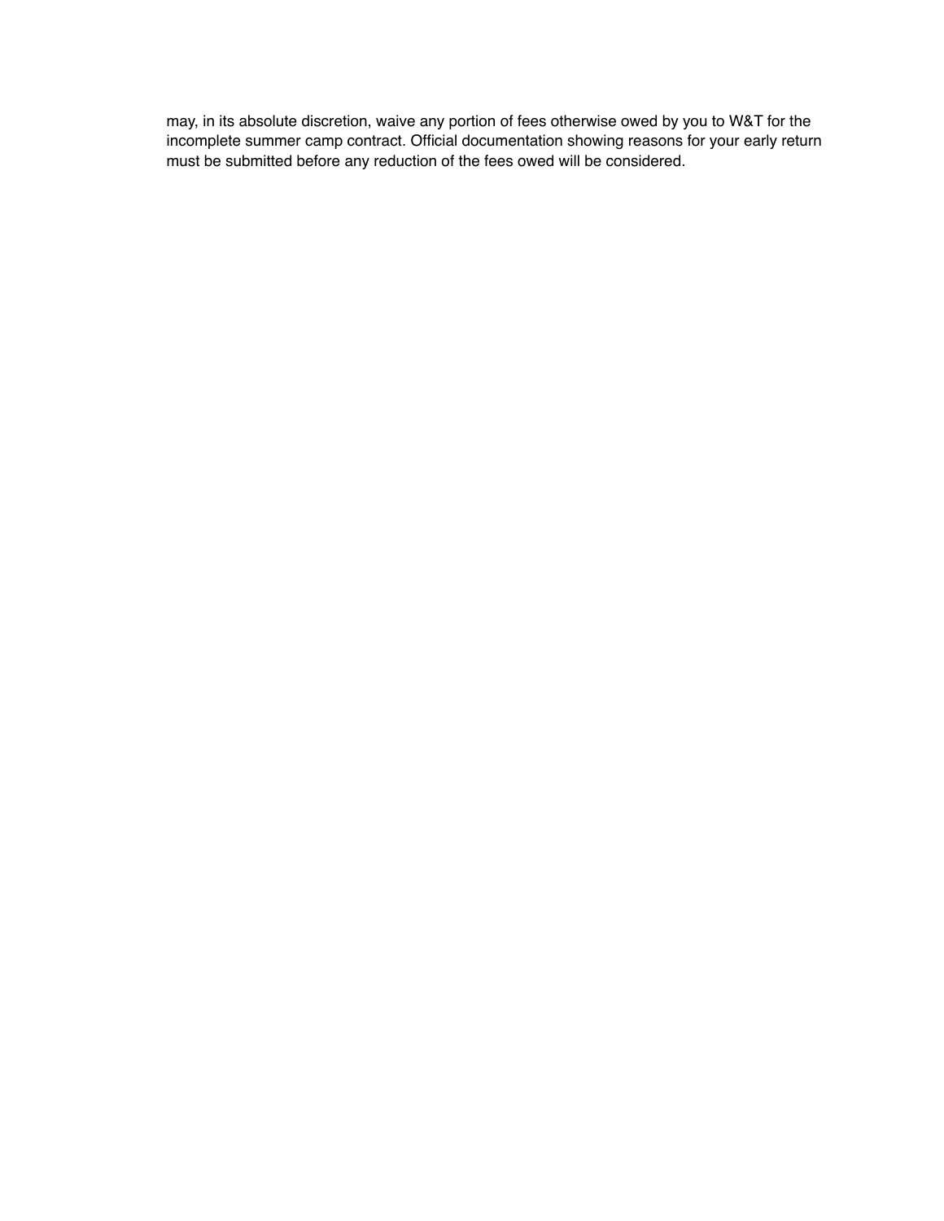may, in its absolute discretion, waive any portion of fees otherwise owed by you to W&T for the incomplete summer camp contract. Official documentation showing reasons for your early return must be submitted before any reduction of the fees owed will be considered.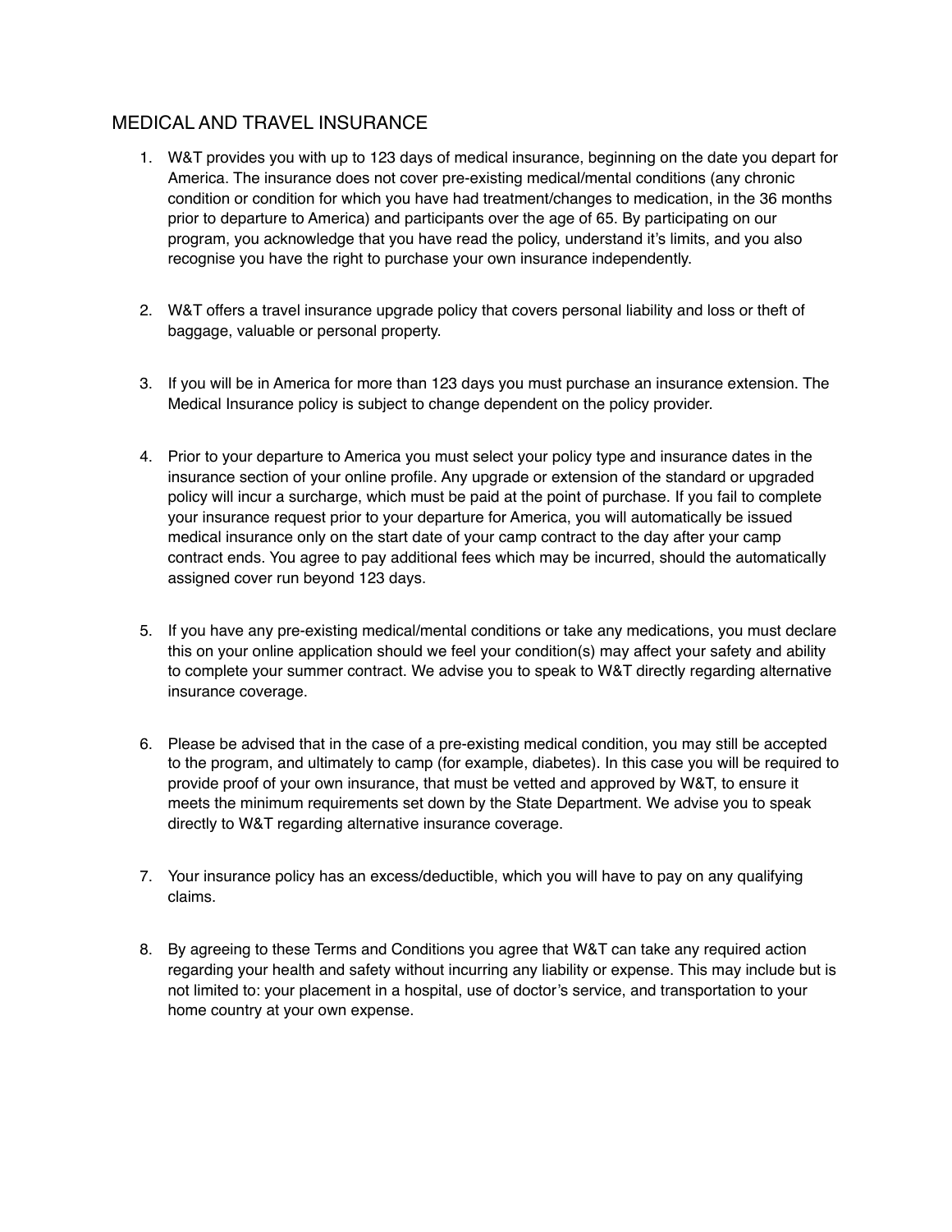## MEDICAL AND TRAVEL INSURANCE

1. W&T provides you with up to 123 days of medical insurance, beginning on the date you depart for America. The insurance does not cover pre-existing medical/mental conditions (any chronic condition or condition for which you have had treatment/changes to medication, in the 36 months prior to departure to America) and participants over the age of 65. By participating on our program, you acknowledge that you have read the policy, understand it's limits, and you also recognise you have the right to purchase your own insurance independently.

2. W&T offers a travel insurance upgrade policy that covers personal liability and loss or theft of baggage, valuable or personal property.

3. If you will be in America for more than 123 days you must purchase an insurance extension. The Medical Insurance policy is subject to change dependent on the policy provider.

4. Prior to your departure to America you must select your policy type and insurance dates in the insurance section of your online profile. Any upgrade or extension of the standard or upgraded policy will incur a surcharge, which must be paid at the point of purchase. If you fail to complete your insurance request prior to your departure for America, you will automatically be issued medical insurance only on the start date of your camp contract to the day after your camp contract ends. You agree to pay additional fees which may be incurred, should the automatically assigned cover run beyond 123 days.

5. If you have any pre-existing medical/mental conditions or take any medications, you must declare this on your online application should we feel your condition(s) may affect your safety and ability to complete your summer contract. We advise you to speak to W&T directly regarding alternative insurance coverage.

6. Please be advised that in the case of a pre-existing medical condition, you may still be accepted to the program, and ultimately to camp (for example, diabetes). In this case you will be required to provide proof of your own insurance, that must be vetted and approved by W&T, to ensure it meets the minimum requirements set down by the State Department. We advise you to speak directly to W&T regarding alternative insurance coverage.

7. Your insurance policy has an excess/deductible, which you will have to pay on any qualifying claims.

8. By agreeing to these Terms and Conditions you agree that W&T can take any required action regarding your health and safety without incurring any liability or expense. This may include but is not limited to: your placement in a hospital, use of doctor's service, and transportation to your home country at your own expense.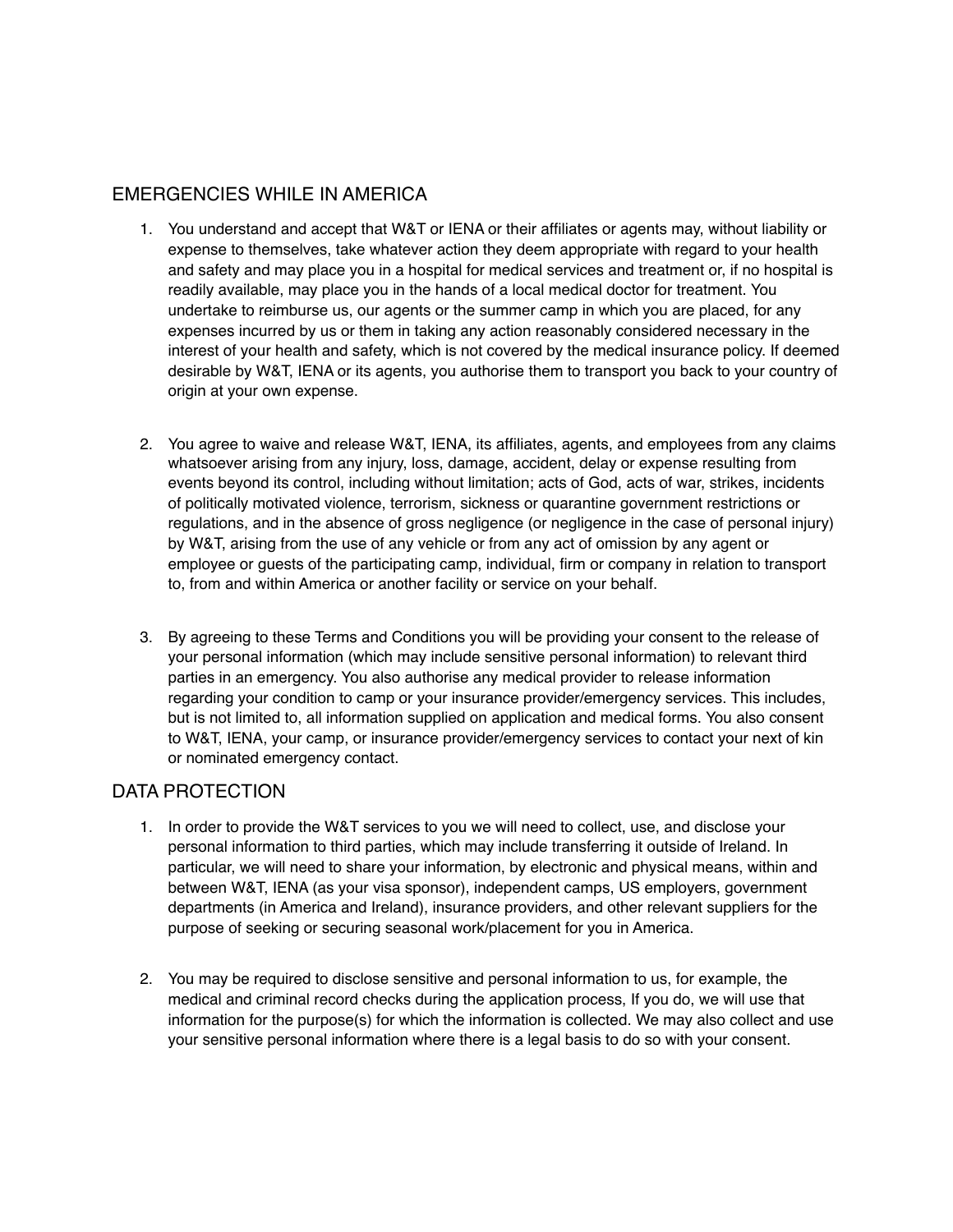## EMERGENCIES WHILE IN AMERICA

1. You understand and accept that W&T or IENA or their affiliates or agents may, without liability or expense to themselves, take whatever action they deem appropriate with regard to your health and safety and may place you in a hospital for medical services and treatment or, if no hospital is readily available, may place you in the hands of a local medical doctor for treatment. You undertake to reimburse us, our agents or the summer camp in which you are placed, for any expenses incurred by us or them in taking any action reasonably considered necessary in the interest of your health and safety, which is not covered by the medical insurance policy. If deemed desirable by W&T, IENA or its agents, you authorise them to transport you back to your country of origin at your own expense.

2. You agree to waive and release W&T, IENA, its affiliates, agents, and employees from any claims whatsoever arising from any injury, loss, damage, accident, delay or expense resulting from events beyond its control, including without limitation; acts of God, acts of war, strikes, incidents of politically motivated violence, terrorism, sickness or quarantine government restrictions or regulations, and in the absence of gross negligence (or negligence in the case of personal injury) by W&T, arising from the use of any vehicle or from any act of omission by any agent or employee or guests of the participating camp, individual, firm or company in relation to transport to, from and within America or another facility or service on your behalf.

3. By agreeing to these Terms and Conditions you will be providing your consent to the release of your personal information (which may include sensitive personal information) to relevant third parties in an emergency. You also authorise any medical provider to release information regarding your condition to camp or your insurance provider/emergency services. This includes, but is not limited to, all information supplied on application and medical forms. You also consent to W&T, IENA, your camp, or insurance provider/emergency services to contact your next of kin or nominated emergency contact.

## DATA PROTECTION

1. In order to provide the W&T services to you we will need to collect, use, and disclose your personal information to third parties, which may include transferring it outside of Ireland. In particular, we will need to share your information, by electronic and physical means, within and between W&T, IENA (as your visa sponsor), independent camps, US employers, government departments (in America and Ireland), insurance providers, and other relevant suppliers for the purpose of seeking or securing seasonal work/placement for you in America.

2. You may be required to disclose sensitive and personal information to us, for example, the medical and criminal record checks during the application process, If you do, we will use that information for the purpose(s) for which the information is collected. We may also collect and use your sensitive personal information where there is a legal basis to do so with your consent.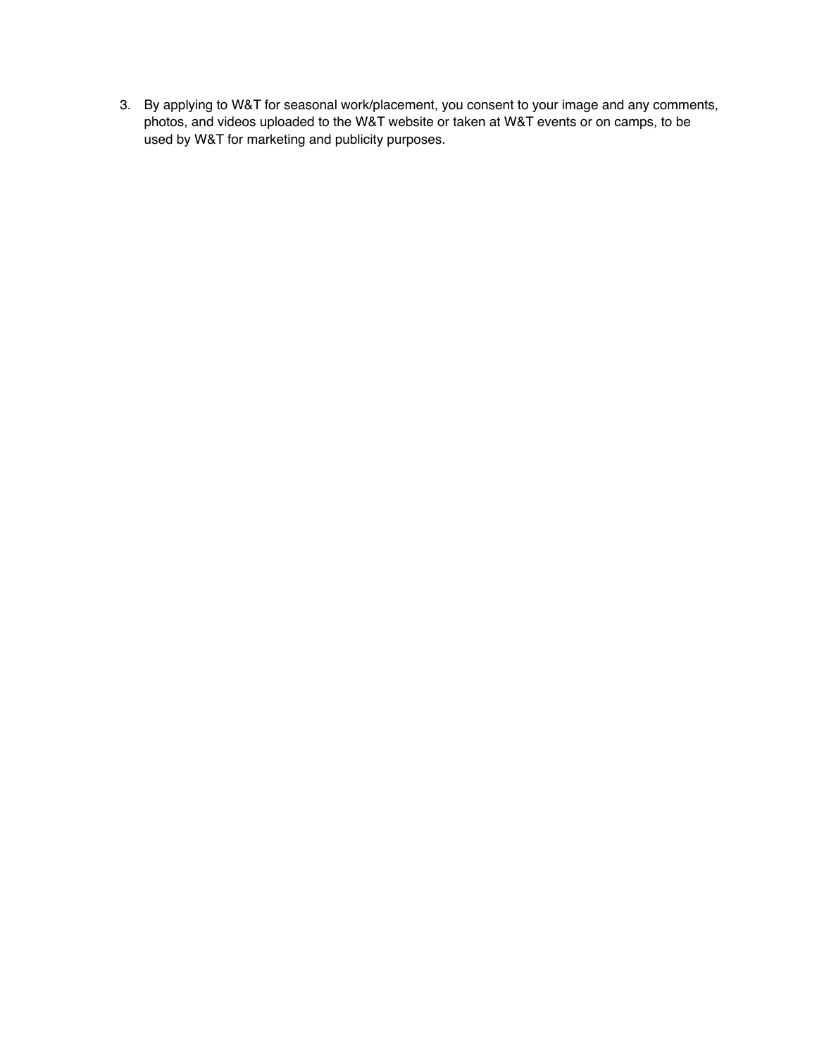3. By applying to W&T for seasonal work/placement, you consent to your image and any comments, photos, and videos uploaded to the W&T website or taken at W&T events or on camps, to be used by W&T for marketing and publicity purposes.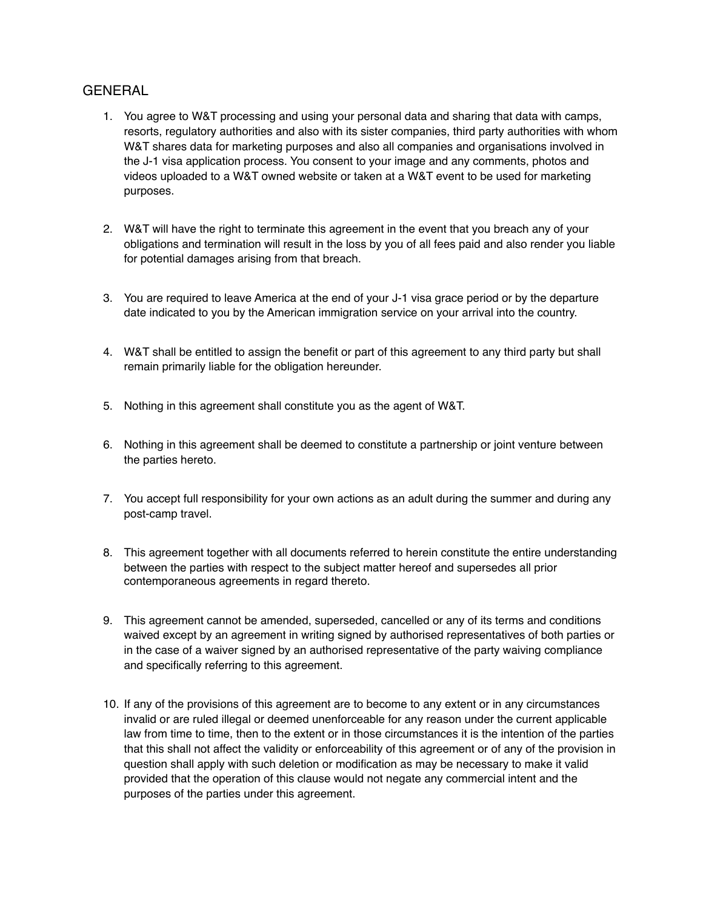## GENERAL

1. You agree to W&T processing and using your personal data and sharing that data with camps, resorts, regulatory authorities and also with its sister companies, third party authorities with whom W&T shares data for marketing purposes and also all companies and organisations involved in the J-1 visa application process. You consent to your image and any comments, photos and videos uploaded to a W&T owned website or taken at a W&T event to be used for marketing purposes.

2. W&T will have the right to terminate this agreement in the event that you breach any of your obligations and termination will result in the loss by you of all fees paid and also render you liable for potential damages arising from that breach.

3. You are required to leave America at the end of your J-1 visa grace period or by the departure date indicated to you by the American immigration service on your arrival into the country.

4. W&T shall be entitled to assign the benefit or part of this agreement to any third party but shall remain primarily liable for the obligation hereunder.

5. Nothing in this agreement shall constitute you as the agent of W&T.

6. Nothing in this agreement shall be deemed to constitute a partnership or joint venture between the parties hereto.

7. You accept full responsibility for your own actions as an adult during the summer and during any post-camp travel.

8. This agreement together with all documents referred to herein constitute the entire understanding between the parties with respect to the subject matter hereof and supersedes all prior contemporaneous agreements in regard thereto.

9. This agreement cannot be amended, superseded, cancelled or any of its terms and conditions waived except by an agreement in writing signed by authorised representatives of both parties or in the case of a waiver signed by an authorised representative of the party waiving compliance and specifically referring to this agreement.

10. If any of the provisions of this agreement are to become to any extent or in any circumstances invalid or are ruled illegal or deemed unenforceable for any reason under the current applicable law from time to time, then to the extent or in those circumstances it is the intention of the parties that this shall not affect the validity or enforceability of this agreement or of any of the provision in question shall apply with such deletion or modification as may be necessary to make it valid provided that the operation of this clause would not negate any commercial intent and the purposes of the parties under this agreement.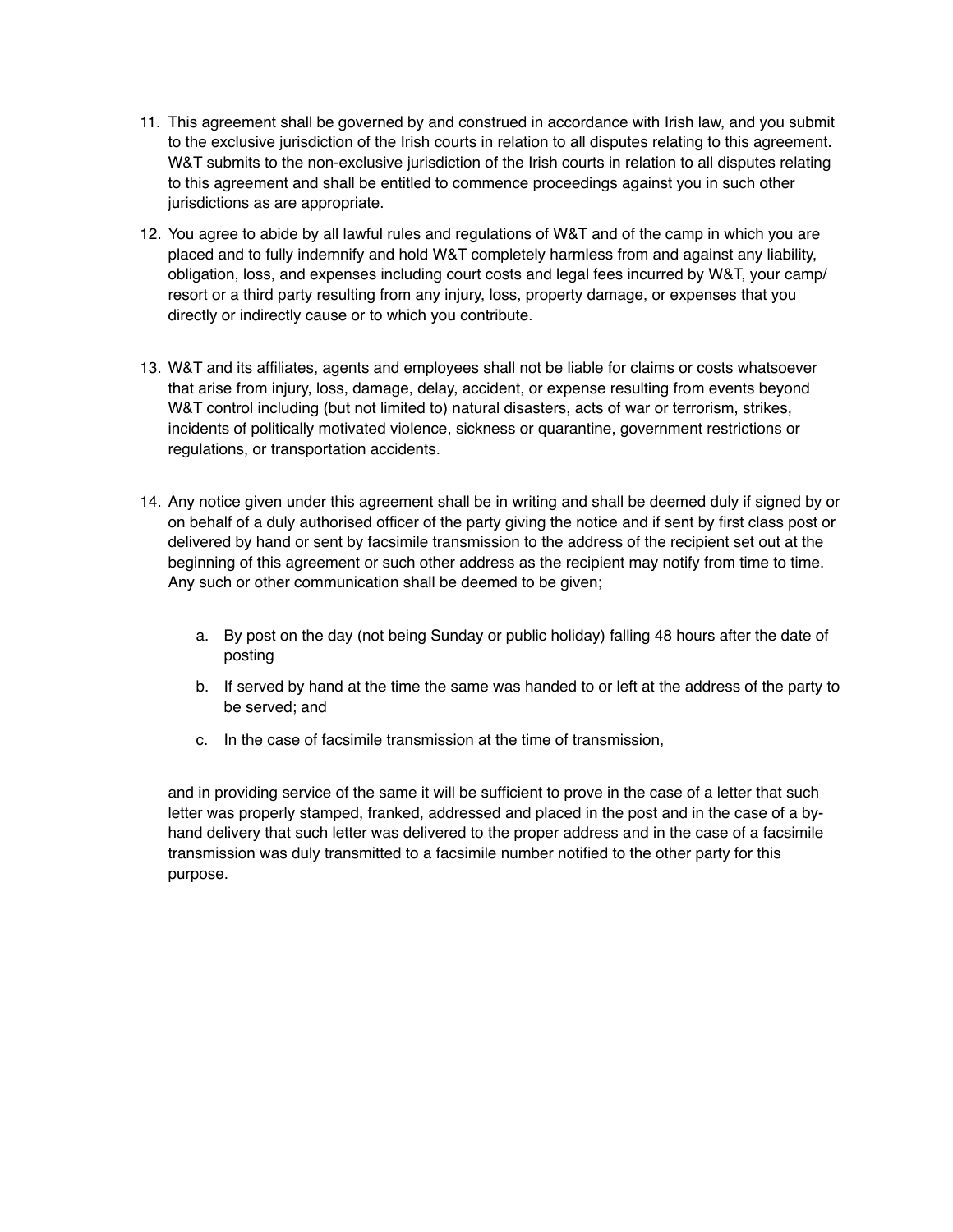11. This agreement shall be governed by and construed in accordance with Irish law, and you submit to the exclusive jurisdiction of the Irish courts in relation to all disputes relating to this agreement. W&T submits to the non-exclusive jurisdiction of the Irish courts in relation to all disputes relating to this agreement and shall be entitled to commence proceedings against you in such other jurisdictions as are appropriate.

12. You agree to abide by all lawful rules and regulations of W&T and of the camp in which you are placed and to fully indemnify and hold W&T completely harmless from and against any liability, obligation, loss, and expenses including court costs and legal fees incurred by W&T, your camp/ resort or a third party resulting from any injury, loss, property damage, or expenses that you directly or indirectly cause or to which you contribute.

13. W&T and its affiliates, agents and employees shall not be liable for claims or costs whatsoever that arise from injury, loss, damage, delay, accident, or expense resulting from events beyond W&T control including (but not limited to) natural disasters, acts of war or terrorism, strikes, incidents of politically motivated violence, sickness or quarantine, government restrictions or regulations, or transportation accidents.

14. Any notice given under this agreement shall be in writing and shall be deemed duly if signed by or on behalf of a duly authorised officer of the party giving the notice and if sent by first class post or delivered by hand or sent by facsimile transmission to the address of the recipient set out at the beginning of this agreement or such other address as the recipient may notify from time to time. Any such or other communication shall be deemed to be given;

    a. By post on the day (not being Sunday or public holiday) falling 48 hours after the date of posting

    b. If served by hand at the time the same was handed to or left at the address of the party to be served; and

    c. In the case of facsimile transmission at the time of transmission,

    and in providing service of the same it will be sufficient to prove in the case of a letter that such letter was properly stamped, franked, addressed and placed in the post and in the case of a by-hand delivery that such letter was delivered to the proper address and in the case of a facsimile transmission was duly transmitted to a facsimile number notified to the other party for this purpose.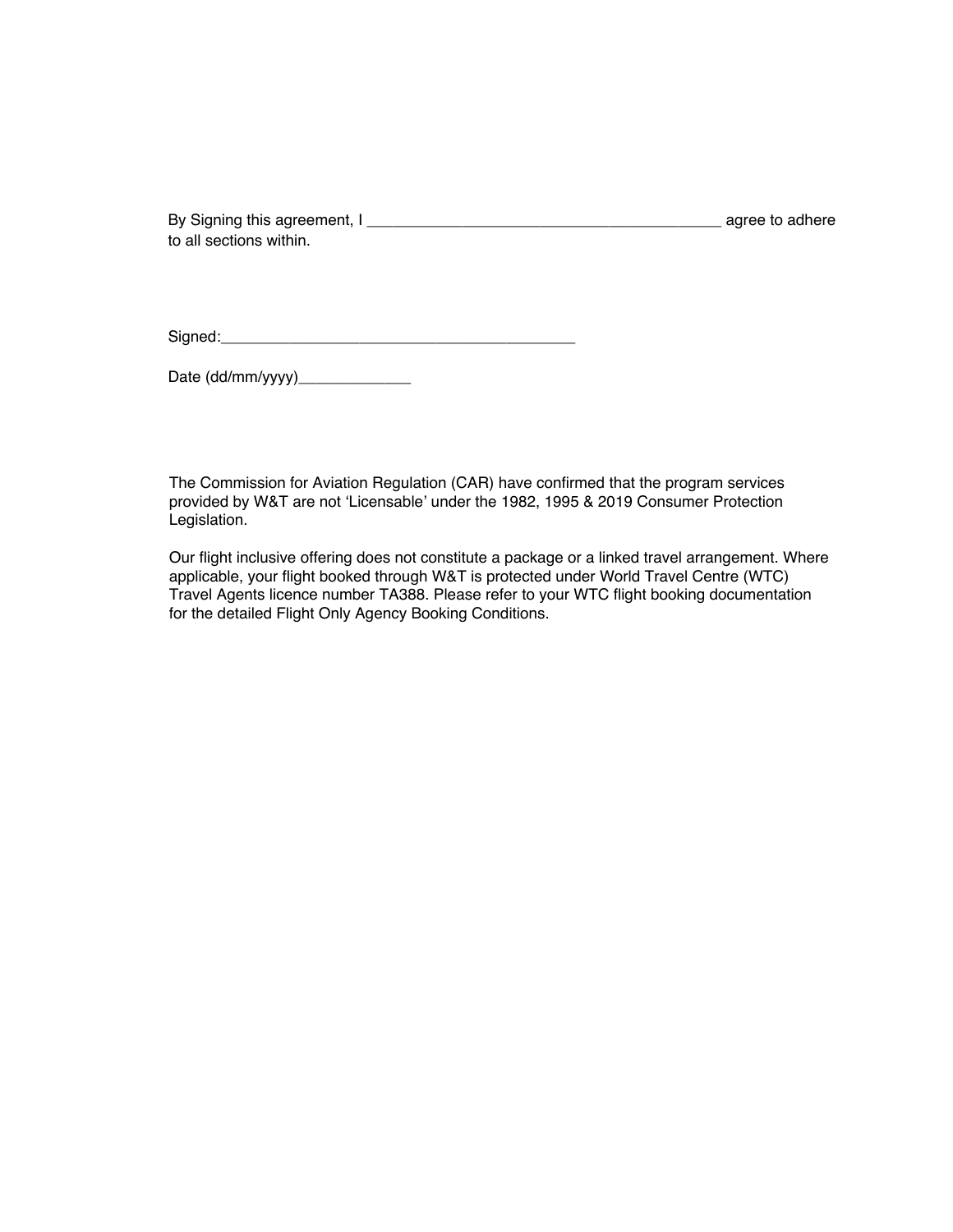By Signing this agreement, I _________________________________________ agree to adhere to all sections within.

Signed:__________________________________________

Date (dd/mm/yyyy)_____________

The Commission for Aviation Regulation (CAR) have confirmed that the program services provided by W&T are not 'Licensable' under the 1982, 1995 & 2019 Consumer Protection Legislation.

Our flight inclusive offering does not constitute a package or a linked travel arrangement. Where applicable, your flight booked through W&T is protected under World Travel Centre (WTC) Travel Agents licence number TA388. Please refer to your WTC flight booking documentation for the detailed Flight Only Agency Booking Conditions.